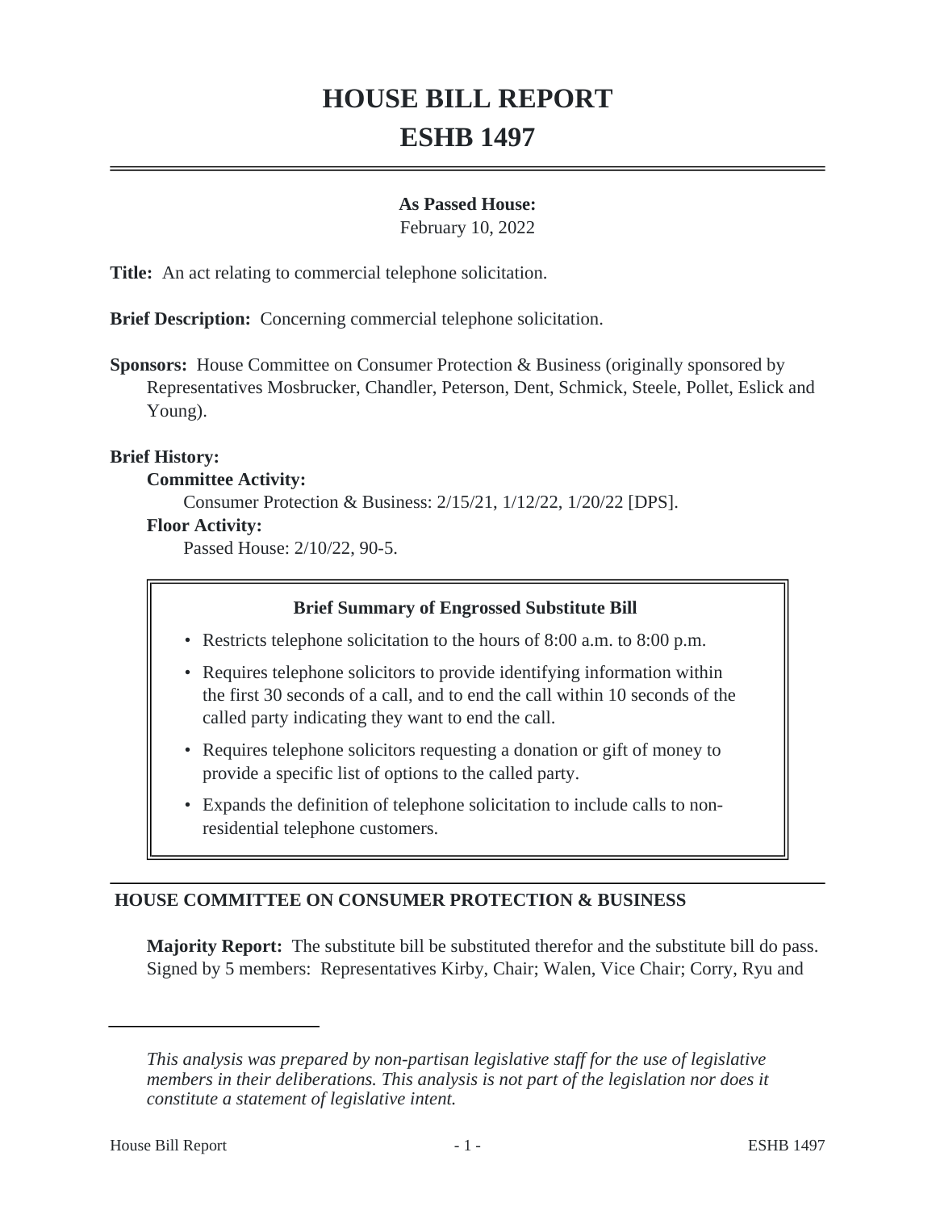# HOUSE BILL REPORT
# ESHB 1497

**As Passed House:**
February 10, 2022

**Title:** An act relating to commercial telephone solicitation.

**Brief Description:** Concerning commercial telephone solicitation.

**Sponsors:** House Committee on Consumer Protection & Business (originally sponsored by Representatives Mosbrucker, Chandler, Peterson, Dent, Schmick, Steele, Pollet, Eslick and Young).

**Brief History:**

**Committee Activity:**

Consumer Protection & Business: 2/15/21, 1/12/22, 1/20/22 [DPS].

**Floor Activity:**

Passed House: 2/10/22, 90-5.

**Brief Summary of Engrossed Substitute Bill**

- Restricts telephone solicitation to the hours of 8:00 a.m. to 8:00 p.m.
- Requires telephone solicitors to provide identifying information within the first 30 seconds of a call, and to end the call within 10 seconds of the called party indicating they want to end the call.
- Requires telephone solicitors requesting a donation or gift of money to provide a specific list of options to the called party.
- Expands the definition of telephone solicitation to include calls to non-residential telephone customers.

## HOUSE COMMITTEE ON CONSUMER PROTECTION & BUSINESS

**Majority Report:** The substitute bill be substituted therefor and the substitute bill do pass. Signed by 5 members: Representatives Kirby, Chair; Walen, Vice Chair; Corry, Ryu and

---

*This analysis was prepared by non-partisan legislative staff for the use of legislative members in their deliberations. This analysis is not part of the legislation nor does it constitute a statement of legislative intent.*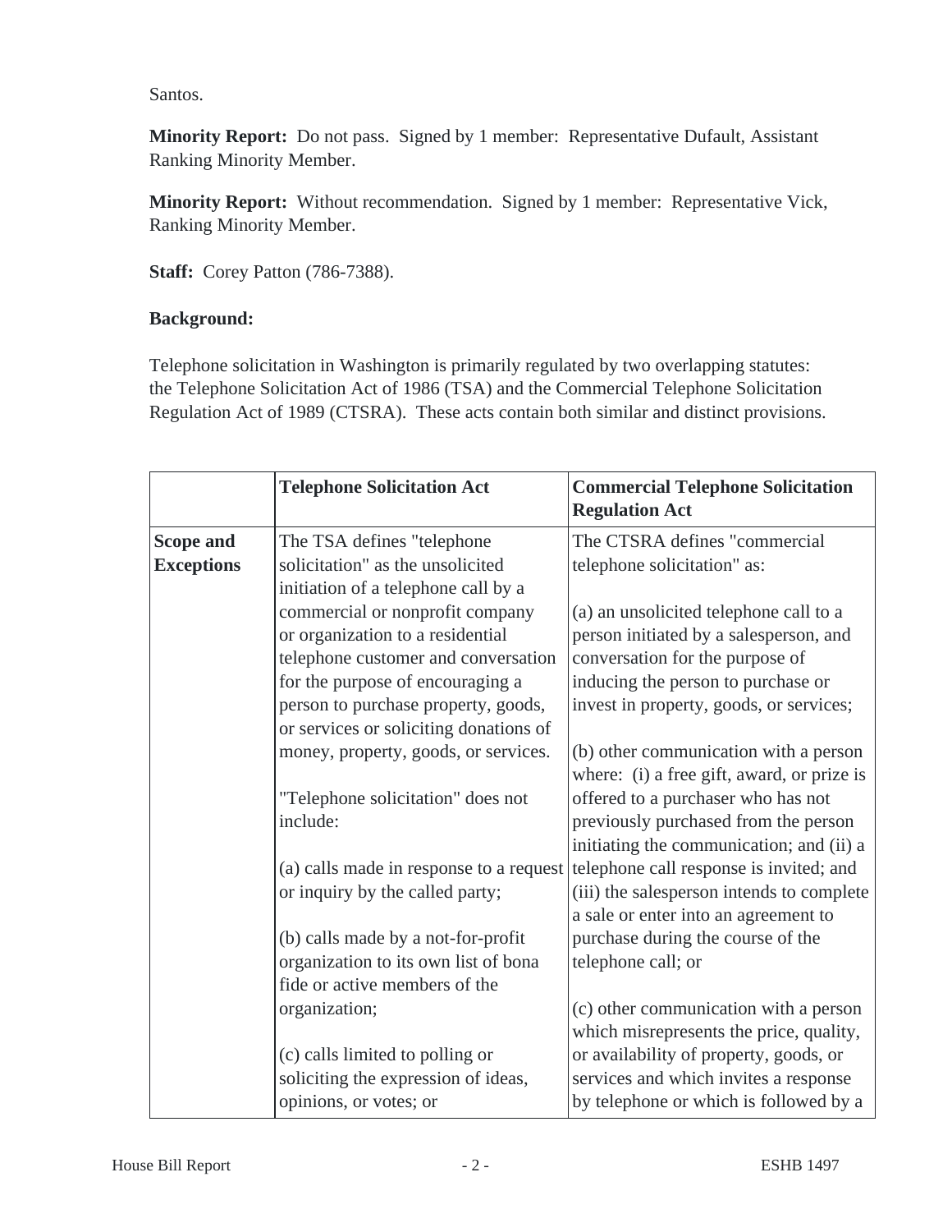Santos.

**Minority Report:** Do not pass. Signed by 1 member: Representative Dufault, Assistant Ranking Minority Member.

**Minority Report:** Without recommendation. Signed by 1 member: Representative Vick, Ranking Minority Member.

**Staff:** Corey Patton (786-7388).

**Background:**

Telephone solicitation in Washington is primarily regulated by two overlapping statutes: the Telephone Solicitation Act of 1986 (TSA) and the Commercial Telephone Solicitation Regulation Act of 1989 (CTSRA). These acts contain both similar and distinct provisions.

| | **Telephone Solicitation Act** | **Commercial Telephone Solicitation Regulation Act** |
|---|---|---|
| **Scope and Exceptions** | The TSA defines "telephone solicitation" as the unsolicited initiation of a telephone call by a commercial or nonprofit company or organization to a residential telephone customer and conversation for the purpose of encouraging a person to purchase property, goods, or services or soliciting donations of money, property, goods, or services.<br><br>"Telephone solicitation" does not include:<br><br>(a) calls made in response to a request or inquiry by the called party;<br><br>(b) calls made by a not-for-profit organization to its own list of bona fide or active members of the organization;<br><br>(c) calls limited to polling or soliciting the expression of ideas, opinions, or votes; or | The CTSRA defines "commercial telephone solicitation" as:<br><br>(a) an unsolicited telephone call to a person initiated by a salesperson, and conversation for the purpose of inducing the person to purchase or invest in property, goods, or services;<br><br>(b) other communication with a person where: (i) a free gift, award, or prize is offered to a purchaser who has not previously purchased from the person initiating the communication; and (ii) a telephone call response is invited; and (iii) the salesperson intends to complete a sale or enter into an agreement to purchase during the course of the telephone call; or<br><br>(c) other communication with a person which misrepresents the price, quality, or availability of property, goods, or services and which invites a response by telephone or which is followed by a |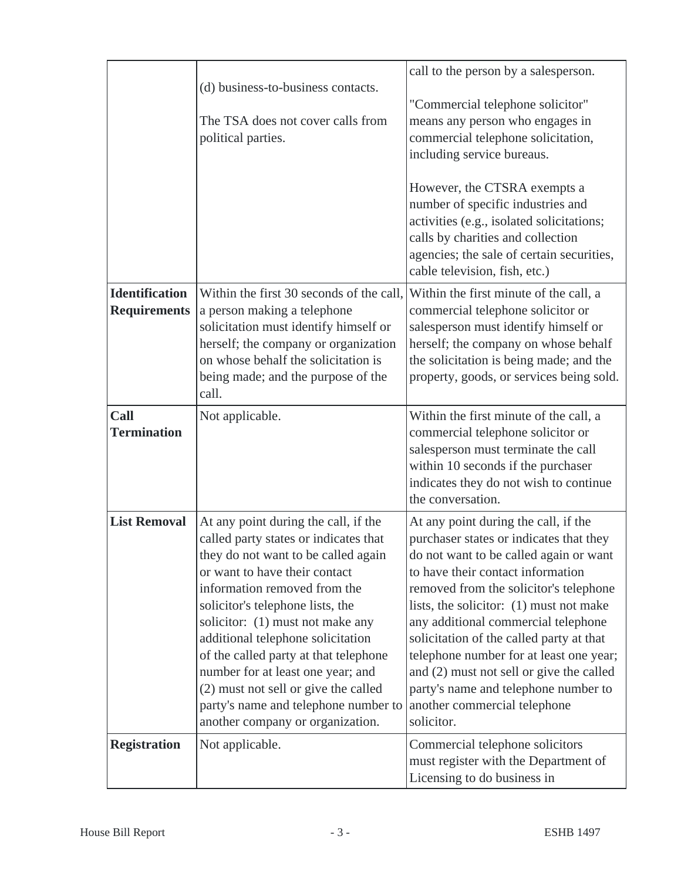| | | |
|---|---|---|
| | (d) business-to-business contacts.<br><br>The TSA does not cover calls from political parties. | call to the person by a salesperson.<br><br>"Commercial telephone solicitor" means any person who engages in commercial telephone solicitation, including service bureaus.<br><br>However, the CTSRA exempts a number of specific industries and activities (e.g., isolated solicitations; calls by charities and collection agencies; the sale of certain securities, cable television, fish, etc.) |
| **Identification Requirements** | Within the first 30 seconds of the call, a person making a telephone solicitation must identify himself or herself; the company or organization on whose behalf the solicitation is being made; and the purpose of the call. | Within the first minute of the call, a commercial telephone solicitor or salesperson must identify himself or herself; the company on whose behalf the solicitation is being made; and the property, goods, or services being sold. |
| **Call Termination** | Not applicable. | Within the first minute of the call, a commercial telephone solicitor or salesperson must terminate the call within 10 seconds if the purchaser indicates they do not wish to continue the conversation. |
| **List Removal** | At any point during the call, if the called party states or indicates that they do not want to be called again or want to have their contact information removed from the solicitor's telephone lists, the solicitor: (1) must not make any additional telephone solicitation of the called party at that telephone number for at least one year; and (2) must not sell or give the called party's name and telephone number to another company or organization. | At any point during the call, if the purchaser states or indicates that they do not want to be called again or want to have their contact information removed from the solicitor's telephone lists, the solicitor: (1) must not make any additional commercial telephone solicitation of the called party at that telephone number for at least one year; and (2) must not sell or give the called party's name and telephone number to another commercial telephone solicitor. |
| **Registration** | Not applicable. | Commercial telephone solicitors must register with the Department of Licensing to do business in |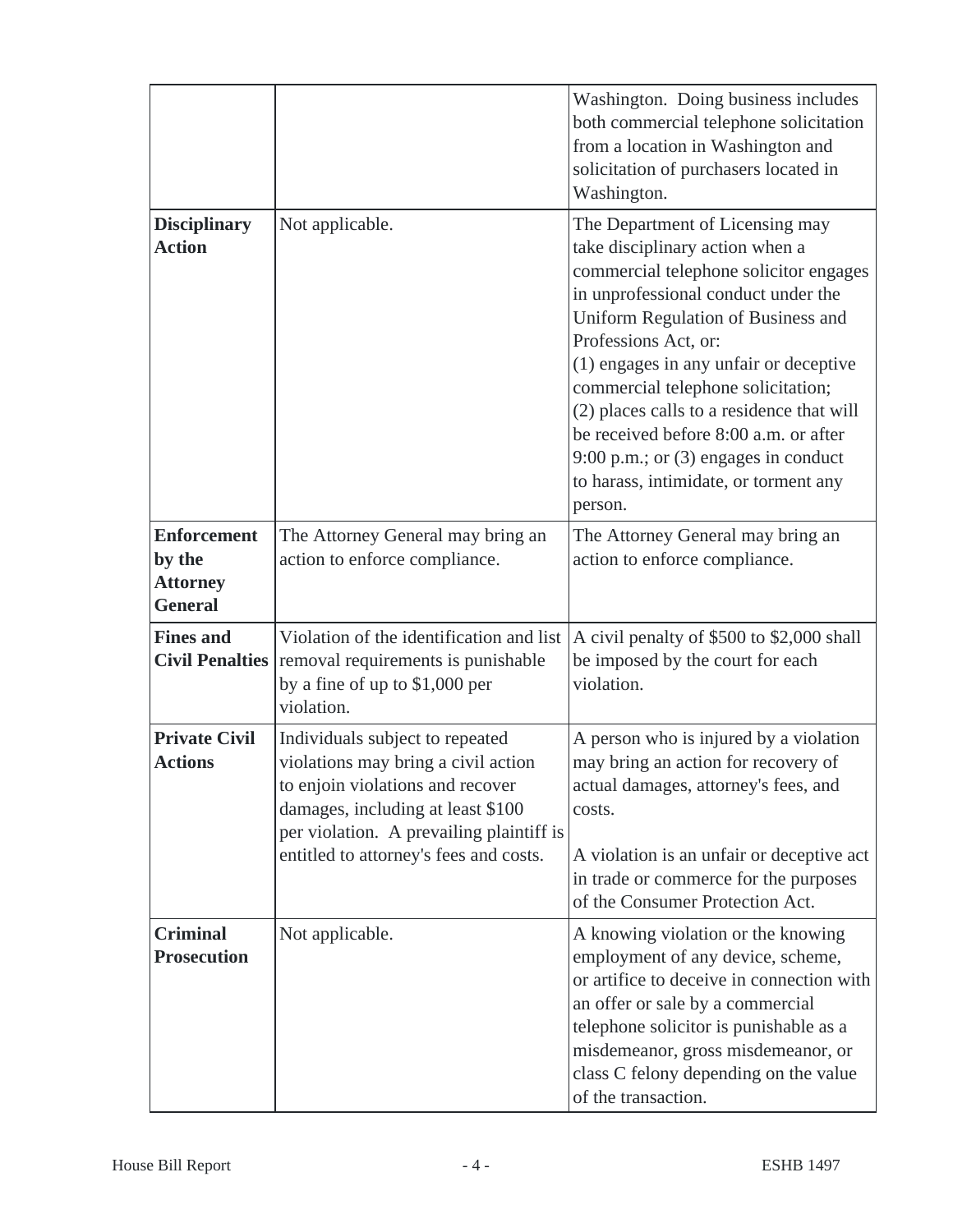| | | |
|---|---|---|
| | | Washington. Doing business includes both commercial telephone solicitation from a location in Washington and solicitation of purchasers located in Washington. |
| **Disciplinary Action** | Not applicable. | The Department of Licensing may take disciplinary action when a commercial telephone solicitor engages in unprofessional conduct under the Uniform Regulation of Business and Professions Act, or: (1) engages in any unfair or deceptive commercial telephone solicitation; (2) places calls to a residence that will be received before 8:00 a.m. or after 9:00 p.m.; or (3) engages in conduct to harass, intimidate, or torment any person. |
| **Enforcement by the Attorney General** | The Attorney General may bring an action to enforce compliance. | The Attorney General may bring an action to enforce compliance. |
| **Fines and Civil Penalties** | Violation of the identification and list removal requirements is punishable by a fine of up to $1,000 per violation. | A civil penalty of $500 to $2,000 shall be imposed by the court for each violation. |
| **Private Civil Actions** | Individuals subject to repeated violations may bring a civil action to enjoin violations and recover damages, including at least $100 per violation. A prevailing plaintiff is entitled to attorney's fees and costs. | A person who is injured by a violation may bring an action for recovery of actual damages, attorney's fees, and costs.<br><br>A violation is an unfair or deceptive act in trade or commerce for the purposes of the Consumer Protection Act. |
| **Criminal Prosecution** | Not applicable. | A knowing violation or the knowing employment of any device, scheme, or artifice to deceive in connection with an offer or sale by a commercial telephone solicitor is punishable as a misdemeanor, gross misdemeanor, or class C felony depending on the value of the transaction. |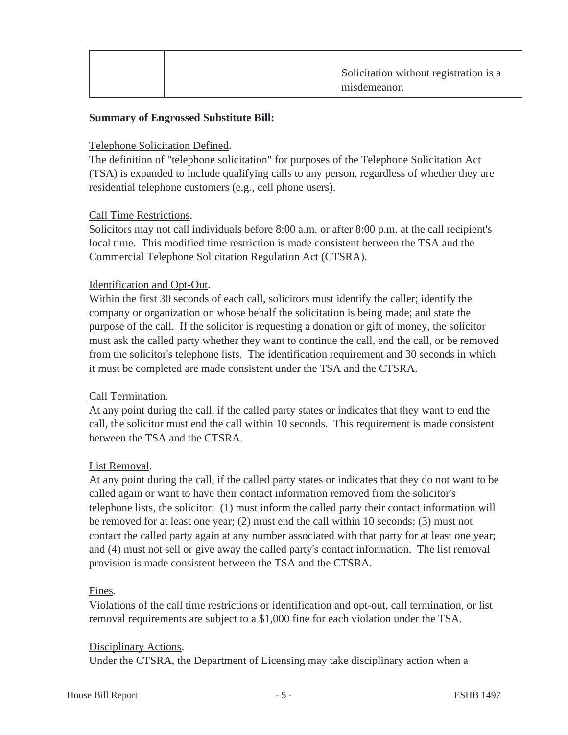| | | |
|---|---|---|
| | | Solicitation without registration is a misdemeanor. |

**Summary of Engrossed Substitute Bill:**

Telephone Solicitation Defined.
The definition of "telephone solicitation" for purposes of the Telephone Solicitation Act (TSA) is expanded to include qualifying calls to any person, regardless of whether they are residential telephone customers (e.g., cell phone users).

Call Time Restrictions.
Solicitors may not call individuals before 8:00 a.m. or after 8:00 p.m. at the call recipient's local time. This modified time restriction is made consistent between the TSA and the Commercial Telephone Solicitation Regulation Act (CTSRA).

Identification and Opt-Out.
Within the first 30 seconds of each call, solicitors must identify the caller; identify the company or organization on whose behalf the solicitation is being made; and state the purpose of the call. If the solicitor is requesting a donation or gift of money, the solicitor must ask the called party whether they want to continue the call, end the call, or be removed from the solicitor's telephone lists. The identification requirement and 30 seconds in which it must be completed are made consistent under the TSA and the CTSRA.

Call Termination.
At any point during the call, if the called party states or indicates that they want to end the call, the solicitor must end the call within 10 seconds. This requirement is made consistent between the TSA and the CTSRA.

List Removal.
At any point during the call, if the called party states or indicates that they do not want to be called again or want to have their contact information removed from the solicitor's telephone lists, the solicitor: (1) must inform the called party their contact information will be removed for at least one year; (2) must end the call within 10 seconds; (3) must not contact the called party again at any number associated with that party for at least one year; and (4) must not sell or give away the called party's contact information. The list removal provision is made consistent between the TSA and the CTSRA.

Fines.
Violations of the call time restrictions or identification and opt-out, call termination, or list removal requirements are subject to a $1,000 fine for each violation under the TSA.

Disciplinary Actions.
Under the CTSRA, the Department of Licensing may take disciplinary action when a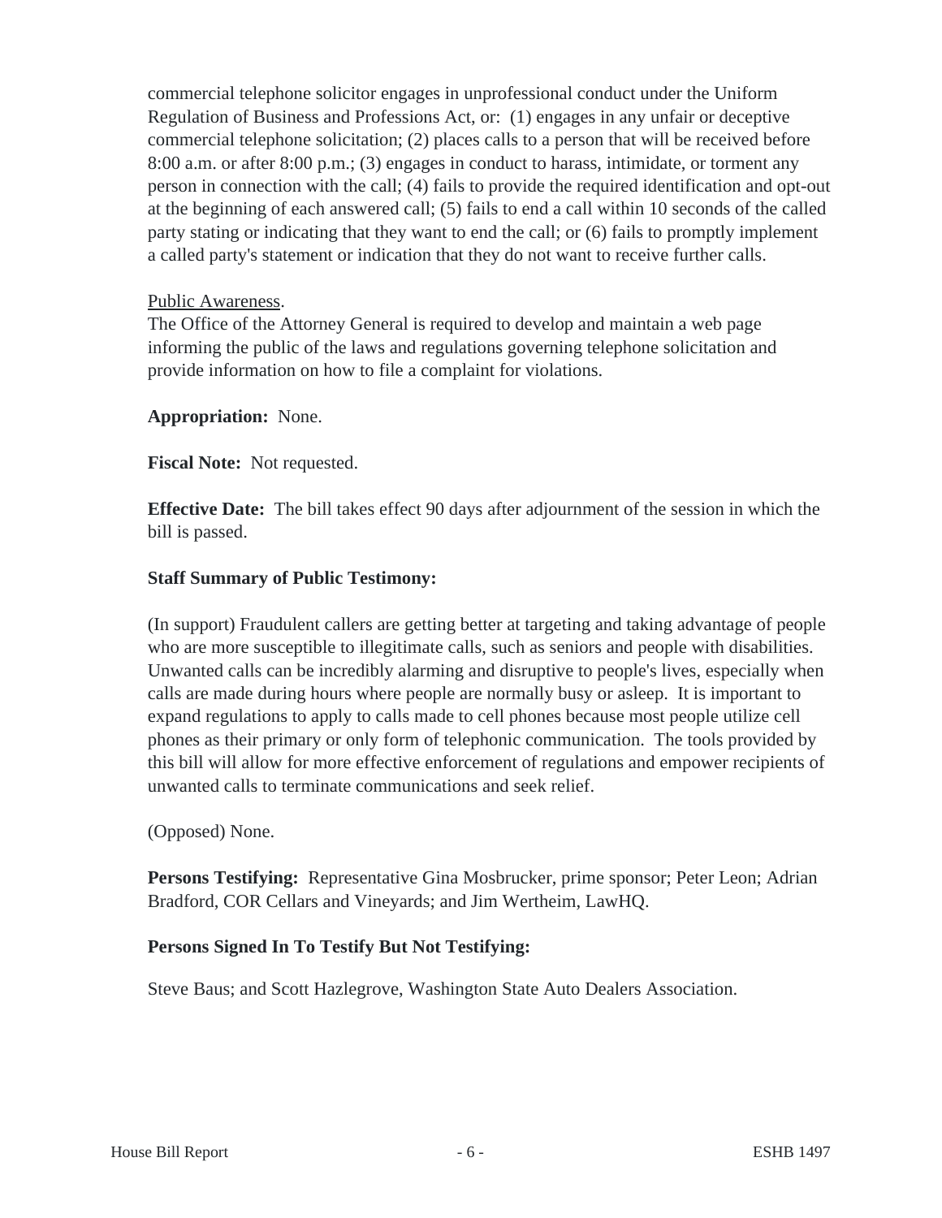commercial telephone solicitor engages in unprofessional conduct under the Uniform Regulation of Business and Professions Act, or: (1) engages in any unfair or deceptive commercial telephone solicitation; (2) places calls to a person that will be received before 8:00 a.m. or after 8:00 p.m.; (3) engages in conduct to harass, intimidate, or torment any person in connection with the call; (4) fails to provide the required identification and opt-out at the beginning of each answered call; (5) fails to end a call within 10 seconds of the called party stating or indicating that they want to end the call; or (6) fails to promptly implement a called party's statement or indication that they do not want to receive further calls.

Public Awareness.

The Office of the Attorney General is required to develop and maintain a web page informing the public of the laws and regulations governing telephone solicitation and provide information on how to file a complaint for violations.

**Appropriation:** None.

**Fiscal Note:** Not requested.

**Effective Date:** The bill takes effect 90 days after adjournment of the session in which the bill is passed.

**Staff Summary of Public Testimony:**

(In support) Fraudulent callers are getting better at targeting and taking advantage of people who are more susceptible to illegitimate calls, such as seniors and people with disabilities. Unwanted calls can be incredibly alarming and disruptive to people's lives, especially when calls are made during hours where people are normally busy or asleep. It is important to expand regulations to apply to calls made to cell phones because most people utilize cell phones as their primary or only form of telephonic communication. The tools provided by this bill will allow for more effective enforcement of regulations and empower recipients of unwanted calls to terminate communications and seek relief.

(Opposed) None.

**Persons Testifying:** Representative Gina Mosbrucker, prime sponsor; Peter Leon; Adrian Bradford, COR Cellars and Vineyards; and Jim Wertheim, LawHQ.

**Persons Signed In To Testify But Not Testifying:**

Steve Baus; and Scott Hazlegrove, Washington State Auto Dealers Association.